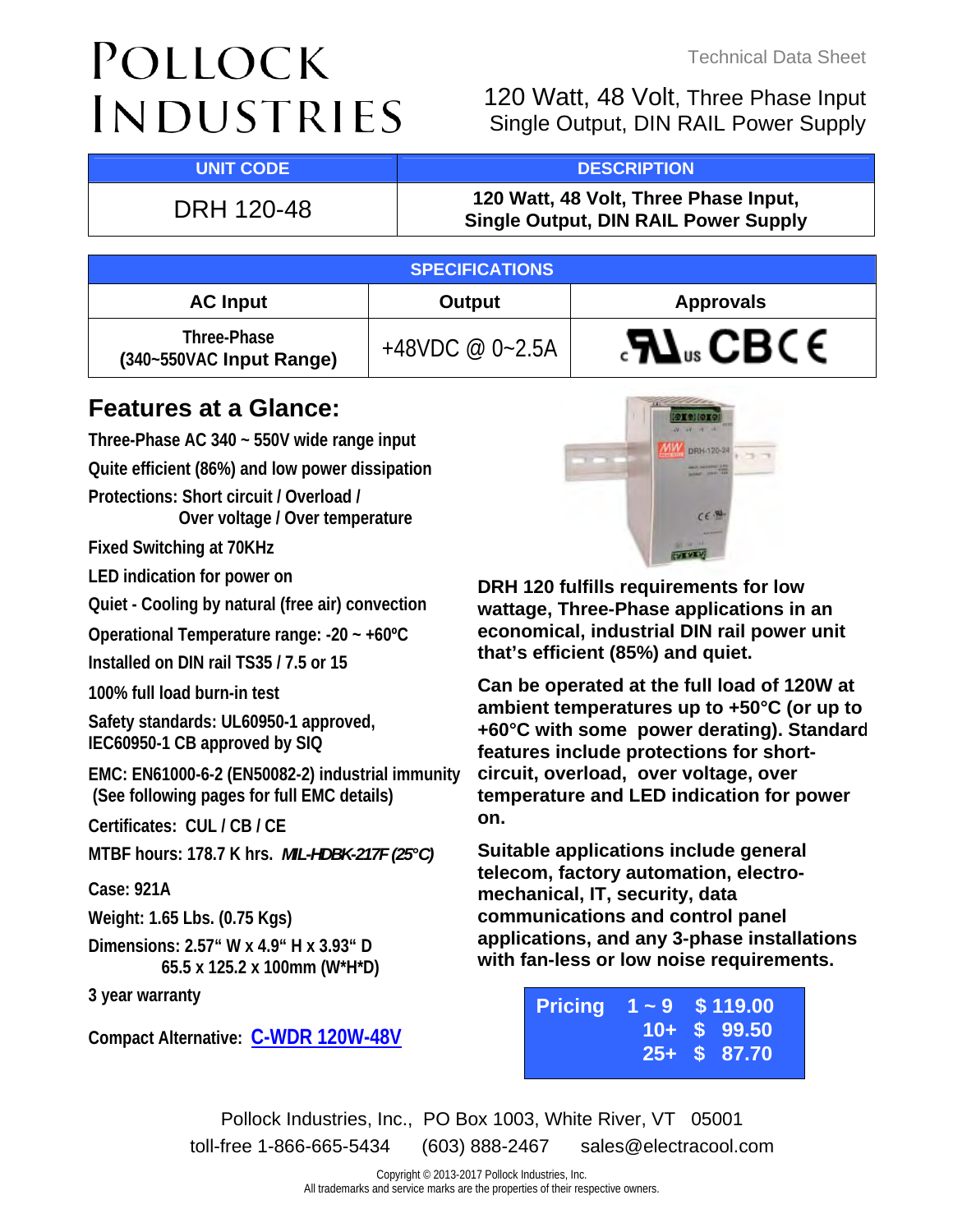# Pollock Industries

Technical Data Sheet

## 120 Watt, 48 Volt, Three Phase Input Single Output, DIN RAIL Power Supply

| UNIT CODE | DESCRIPTION |
| --- | --- |
| DRH 120-48 | **120 Watt, 48 Volt, Three Phase Input, Single Output, DIN RAIL Power Supply** |

| SPECIFICATIONS | | |
| --- | --- | --- |
| **AC Input** | **Output** | **Approvals** |
| Three-Phase (340~550VAC Input Range) | +48VDC @ 0~2.5A | cULus CB CE |

## Features at a Glance:

**Three-Phase AC 340 ~ 550V wide range input**

**Quite efficient (86%) and low power dissipation**

**Protections: Short circuit / Overload / Over voltage / Over temperature**

**Fixed Switching at 70KHz**

**LED indication for power on**

**Quiet - Cooling by natural (free air) convection**

**Operational Temperature range: -20 ~ +60ºC**

**Installed on DIN rail TS35 / 7.5 or 15**

**100% full load burn-in test**

**Safety standards: UL60950-1 approved, IEC60950-1 CB approved by SIQ**

**EMC: EN61000-6-2 (EN50082-2) industrial immunity (See following pages for full EMC details)**

**Certificates: CUL / CB / CE**

**MTBF hours: 178.7 K hrs.** ***MIL-HDBK-217F (25°C)***

**Case: 921A**

**Weight: 1.65 Lbs. (0.75 Kgs)**

**Dimensions: 2.57" W x 4.9" H x 3.93" D 65.5 x 125.2 x 100mm (W\*H\*D)**

**3 year warranty**

**Compact Alternative:** **C-WDR 120W-48V**

**DRH 120 fulfills requirements for low wattage, Three-Phase applications in an economical, industrial DIN rail power unit that's efficient (85%) and quiet.**

**Can be operated at the full load of 120W at ambient temperatures up to +50°C (or up to +60°C with some power derating). Standard features include protections for short-circuit, overload, over voltage, over temperature and LED indication for power on.**

**Suitable applications include general telecom, factory automation, electro-mechanical, IT, security, data communications and control panel applications, and any 3-phase installations with fan-less or low noise requirements.**

| Pricing | Quantity | Price |
| --- | --- | --- |
| | 1 ~ 9 | $ 119.00 |
| | 10+ | $ 99.50 |
| | 25+ | $ 87.70 |

Pollock Industries, Inc., PO Box 1003, White River, VT 05001
toll-free 1-866-665-5434 (603) 888-2467 sales@electracool.com

Copyright © 2013-2017 Pollock Industries, Inc.
All trademarks and service marks are the properties of their respective owners.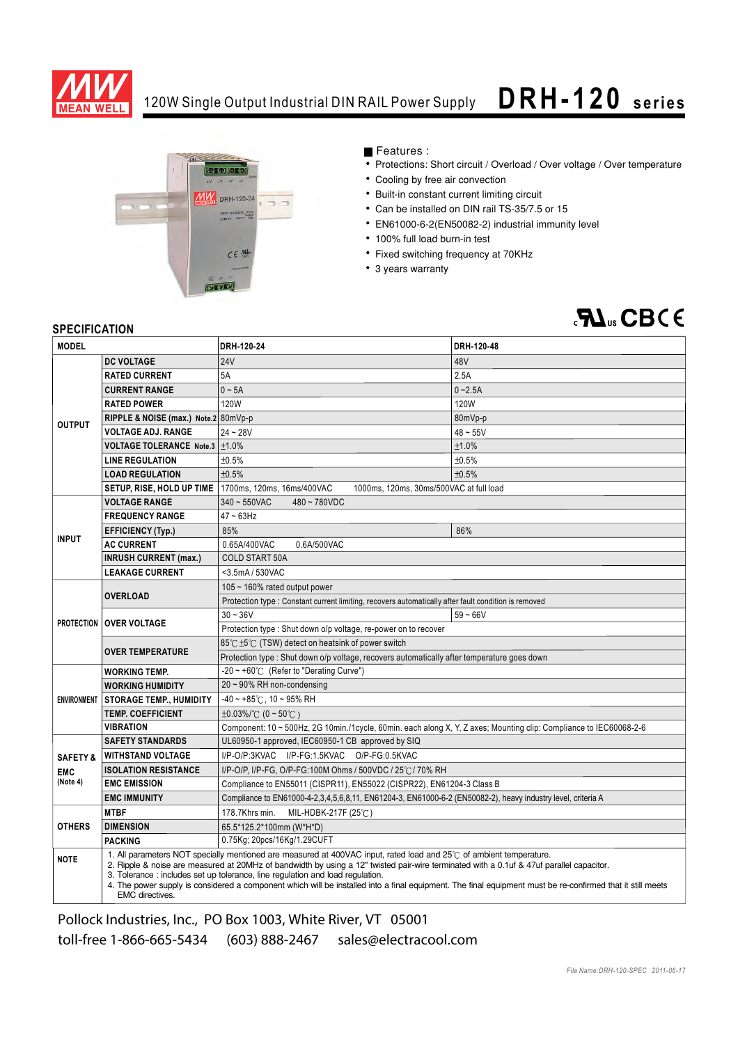# 120W Single Output Industrial DIN RAIL Power Supply **DRH-120 series**

■ Features :

- Protections: Short circuit / Overload / Over voltage / Over temperature
- Cooling by free air convection
- Built-in constant current limiting circuit
- Can be installed on DIN rail TS-35/7.5 or 15
- EN61000-6-2(EN50082-2) industrial immunity level
- 100% full load burn-in test
- Fixed switching frequency at 70KHz
- 3 years warranty

## SPECIFICATION

| MODEL | | DRH-120-24 | DRH-120-48 |
|---|---|---|---|
| OUTPUT | DC VOLTAGE | 24V | 48V |
| | RATED CURRENT | 5A | 2.5A |
| | CURRENT RANGE | 0 ~ 5A | 0 ~2.5A |
| | RATED POWER | 120W | 120W |
| | RIPPLE & NOISE (max.) Note.2 | 80mVp-p | 80mVp-p |
| | VOLTAGE ADJ. RANGE | 24 ~ 28V | 48 ~ 55V |
| | VOLTAGE TOLERANCE Note.3 | ±1.0% | ±1.0% |
| | LINE REGULATION | ±0.5% | ±0.5% |
| | LOAD REGULATION | ±0.5% | ±0.5% |
| | SETUP, RISE, HOLD UP TIME | 1700ms, 120ms, 16ms/400VAC 1000ms, 120ms, 30ms/500VAC at full load | |
| INPUT | VOLTAGE RANGE | 340 ~ 550VAC 480 ~ 780VDC | |
| | FREQUENCY RANGE | 47 ~ 63Hz | |
| | EFFICIENCY (Typ.) | 85% | 86% |
| | AC CURRENT | 0.65A/400VAC 0.6A/500VAC | |
| | INRUSH CURRENT (max.) | COLD START 50A | |
| | LEAKAGE CURRENT | <3.5mA / 530VAC | |
| PROTECTION | OVERLOAD | 105 ~ 160% rated output power | |
| | | Protection type : Constant current limiting, recovers automatically after fault condition is removed | |
| | OVER VOLTAGE | 30 ~ 36V | 59 ~ 66V |
| | | Protection type : Shut down o/p voltage, re-power on to recover | |
| | OVER TEMPERATURE | 85℃ ±5℃ (TSW) detect on heatsink of power switch | |
| | | Protection type : Shut down o/p voltage, recovers automatically after temperature goes down | |
| ENVIRONMENT | WORKING TEMP. | -20 ~ +60℃ (Refer to "Derating Curve") | |
| | WORKING HUMIDITY | 20 ~ 90% RH non-condensing | |
| | STORAGE TEMP., HUMIDITY | -40 ~ +85℃, 10 ~ 95% RH | |
| | TEMP. COEFFICIENT | ±0.03%/℃ (0 ~ 50℃) | |
| | VIBRATION | Component: 10 ~ 500Hz, 2G 10min./1cycle, 60min. each along X, Y, Z axes; Mounting clip: Compliance to IEC60068-2-6 | |
| SAFETY & EMC (Note 4) | SAFETY STANDARDS | UL60950-1 approved, IEC60950-1 CB approved by SIQ | |
| | WITHSTAND VOLTAGE | I/P-O/P:3KVAC I/P-FG:1.5KVAC O/P-FG:0.5KVAC | |
| | ISOLATION RESISTANCE | I/P-O/P, I/P-FG, O/P-FG:100M Ohms / 500VDC / 25℃/ 70% RH | |
| | EMC EMISSION | Compliance to EN55011 (CISPR11), EN55022 (CISPR22), EN61204-3 Class B | |
| | EMC IMMUNITY | Compliance to EN61000-4-2,3,4,5,6,8,11, EN61204-3, EN61000-6-2 (EN50082-2), heavy industry level, criteria A | |
| OTHERS | MTBF | 178.7Khrs min. MIL-HDBK-217F (25℃) | |
| | DIMENSION | 65.5*125.2*100mm (W*H*D) | |
| | PACKING | 0.75Kg; 20pcs/16Kg/1.29CUFT | |

**NOTE**

1. All parameters NOT specially mentioned are measured at 400VAC input, rated load and 25℃ of ambient temperature.
2. Ripple & noise are measured at 20MHz of bandwidth by using a 12" twisted pair-wire terminated with a 0.1uf & 47uf parallel capacitor.
3. Tolerance : includes set up tolerance, line regulation and load regulation.
4. The power supply is considered a component which will be installed into a final equipment. The final equipment must be re-confirmed that it still meets EMC directives.

Pollock Industries, Inc., PO Box 1003, White River, VT 05001
toll-free 1-866-665-5434 (603) 888-2467 sales@electracool.com

*File Name:DRH-120-SPEC 2011-06-17*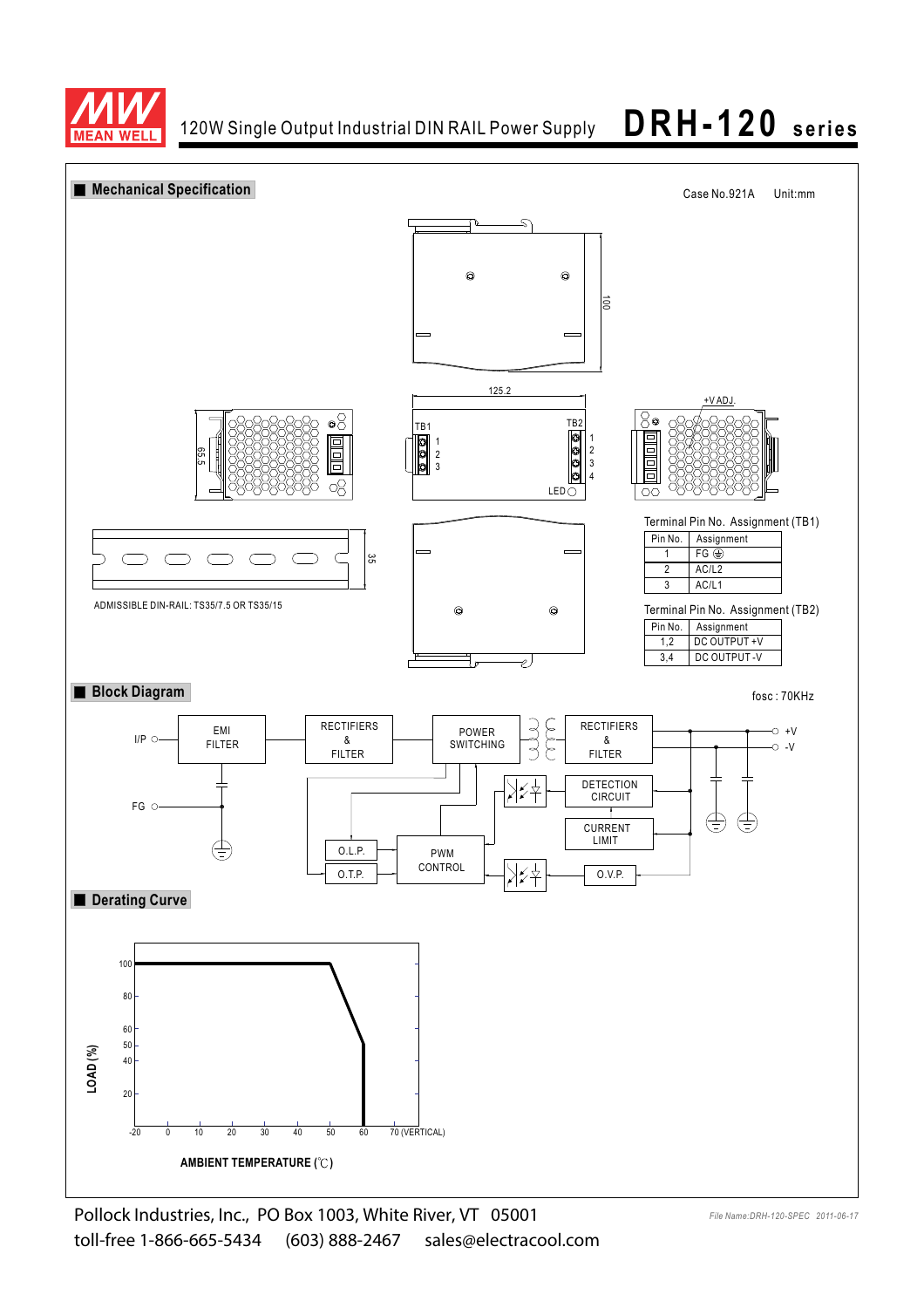# 120W Single Output Industrial DIN RAIL Power Supply DRH-120 series

## Mechanical Specification

Case No.921A Unit:mm

100

125.2

65.5

TB1 1 2 3

TB2 1 2 3 4

LED

+V ADJ.

35

ADMISSIBLE DIN-RAIL: TS35/7.5 OR TS35/15

Terminal Pin No. Assignment (TB1)

| Pin No. | Assignment |
|---|---|
| 1 | FG ⏚ |
| 2 | AC/L2 |
| 3 | AC/L1 |

Terminal Pin No. Assignment (TB2)

| Pin No. | Assignment |
|---|---|
| 1,2 | DC OUTPUT +V |
| 3,4 | DC OUTPUT -V |

## Block Diagram

fosc : 70KHz

I/P

FG

EMI FILTER

RECTIFIERS & FILTER

POWER SWITCHING

RECTIFIERS & FILTER

+V

-V

DETECTION CIRCUIT

CURRENT LIMIT

O.L.P.

O.T.P.

PWM CONTROL

O.V.P.

## Derating Curve

LOAD (%)

100
80
60
50
40
20

-20 0 10 20 30 40 50 60 70 (VERTICAL)

AMBIENT TEMPERATURE (℃)

Pollock Industries, Inc., PO Box 1003, White River, VT 05001
toll-free 1-866-665-5434 (603) 888-2467 sales@electracool.com

File Name:DRH-120-SPEC 2011-06-17